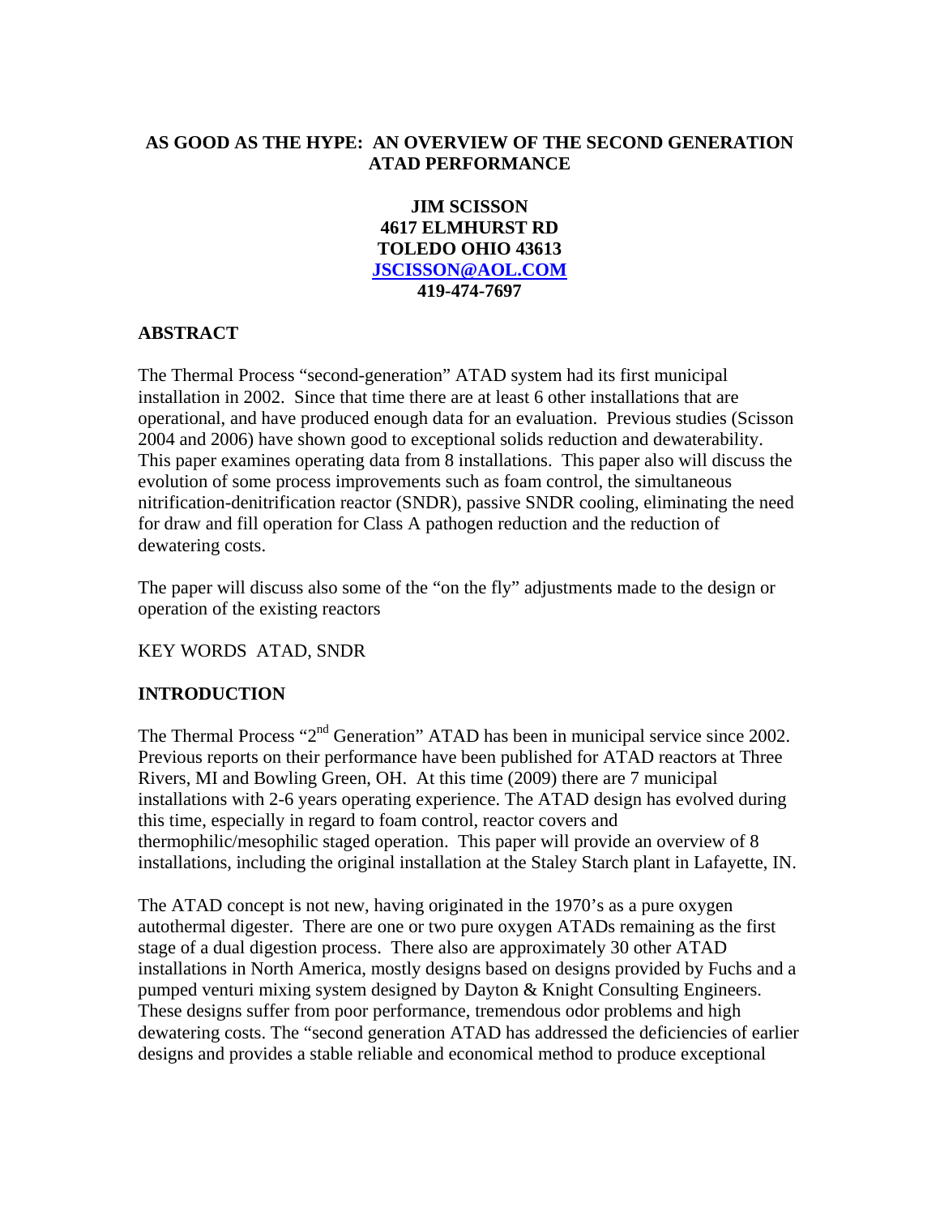# AS GOOD AS THE HYPE: AN OVERVIEW OF THE SECOND GENERATION ATAD PERFORMANCE

**JIM SCISSON**
**4617 ELMHURST RD**
**TOLEDO OHIO 43613**
**JSCISSON@AOL.COM**
**419-474-7697**

## ABSTRACT

The Thermal Process "second-generation" ATAD system had its first municipal installation in 2002. Since that time there are at least 6 other installations that are operational, and have produced enough data for an evaluation. Previous studies (Scisson 2004 and 2006) have shown good to exceptional solids reduction and dewaterability. This paper examines operating data from 8 installations. This paper also will discuss the evolution of some process improvements such as foam control, the simultaneous nitrification-denitrification reactor (SNDR), passive SNDR cooling, eliminating the need for draw and fill operation for Class A pathogen reduction and the reduction of dewatering costs.

The paper will discuss also some of the "on the fly" adjustments made to the design or operation of the existing reactors

KEY WORDS ATAD, SNDR

## INTRODUCTION

The Thermal Process "2$^{nd}$ Generation" ATAD has been in municipal service since 2002. Previous reports on their performance have been published for ATAD reactors at Three Rivers, MI and Bowling Green, OH. At this time (2009) there are 7 municipal installations with 2-6 years operating experience. The ATAD design has evolved during this time, especially in regard to foam control, reactor covers and thermophilic/mesophilic staged operation. This paper will provide an overview of 8 installations, including the original installation at the Staley Starch plant in Lafayette, IN.

The ATAD concept is not new, having originated in the 1970's as a pure oxygen autothermal digester. There are one or two pure oxygen ATADs remaining as the first stage of a dual digestion process. There also are approximately 30 other ATAD installations in North America, mostly designs based on designs provided by Fuchs and a pumped venturi mixing system designed by Dayton & Knight Consulting Engineers. These designs suffer from poor performance, tremendous odor problems and high dewatering costs. The "second generation ATAD has addressed the deficiencies of earlier designs and provides a stable reliable and economical method to produce exceptional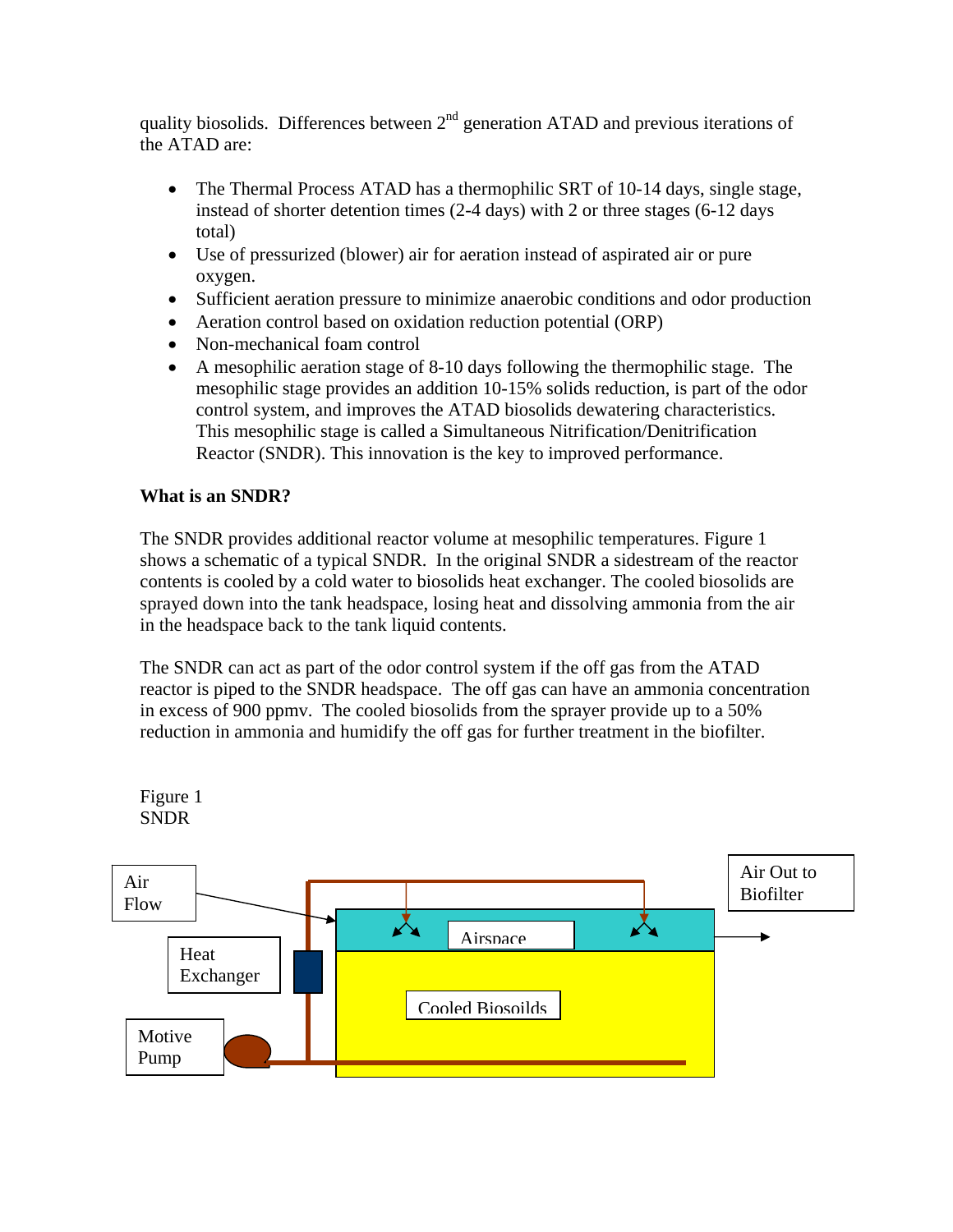quality biosolids. Differences between 2nd generation ATAD and previous iterations of the ATAD are:

- The Thermal Process ATAD has a thermophilic SRT of 10-14 days, single stage, instead of shorter detention times (2-4 days) with 2 or three stages (6-12 days total)
- Use of pressurized (blower) air for aeration instead of aspirated air or pure oxygen.
- Sufficient aeration pressure to minimize anaerobic conditions and odor production
- Aeration control based on oxidation reduction potential (ORP)
- Non-mechanical foam control
- A mesophilic aeration stage of 8-10 days following the thermophilic stage. The mesophilic stage provides an addition 10-15% solids reduction, is part of the odor control system, and improves the ATAD biosolids dewatering characteristics. This mesophilic stage is called a Simultaneous Nitrification/Denitrification Reactor (SNDR). This innovation is the key to improved performance.

**What is an SNDR?**

The SNDR provides additional reactor volume at mesophilic temperatures. Figure 1 shows a schematic of a typical SNDR. In the original SNDR a sidestream of the reactor contents is cooled by a cold water to biosolids heat exchanger. The cooled biosolids are sprayed down into the tank headspace, losing heat and dissolving ammonia from the air in the headspace back to the tank liquid contents.

The SNDR can act as part of the odor control system if the off gas from the ATAD reactor is piped to the SNDR headspace. The off gas can have an ammonia concentration in excess of 900 ppmv. The cooled biosolids from the sprayer provide up to a 50% reduction in ammonia and humidify the off gas for further treatment in the biofilter.

Figure 1
SNDR

Air Flow

Heat Exchanger

Motive Pump

Airspace

Cooled Biosoilds

Air Out to Biofilter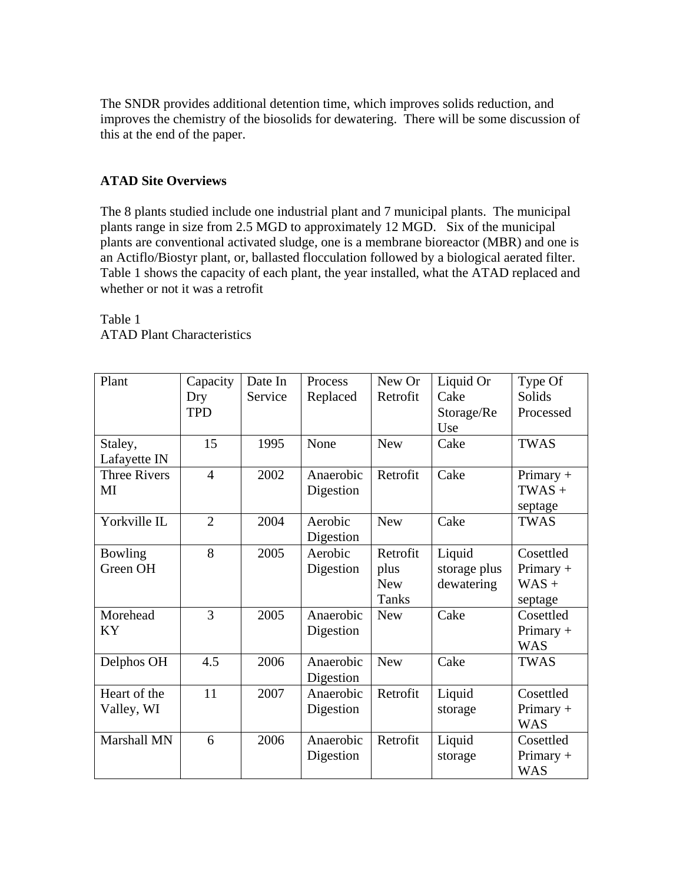The SNDR provides additional detention time, which improves solids reduction, and improves the chemistry of the biosolids for dewatering. There will be some discussion of this at the end of the paper.

## ATAD Site Overviews

The 8 plants studied include one industrial plant and 7 municipal plants. The municipal plants range in size from 2.5 MGD to approximately 12 MGD. Six of the municipal plants are conventional activated sludge, one is a membrane bioreactor (MBR) and one is an Actiflo/Biostyr plant, or, ballasted flocculation followed by a biological aerated filter. Table 1 shows the capacity of each plant, the year installed, what the ATAD replaced and whether or not it was a retrofit

Table 1
ATAD Plant Characteristics

| Plant | Capacity Dry TPD | Date In Service | Process Replaced | New Or Retrofit | Liquid Or Cake Storage/Re Use | Type Of Solids Processed |
|---|---|---|---|---|---|---|
| Staley, Lafayette IN | 15 | 1995 | None | New | Cake | TWAS |
| Three Rivers MI | 4 | 2002 | Anaerobic Digestion | Retrofit | Cake | Primary + TWAS + septage |
| Yorkville IL | 2 | 2004 | Aerobic Digestion | New | Cake | TWAS |
| Bowling Green OH | 8 | 2005 | Aerobic Digestion | Retrofit plus New Tanks | Liquid storage plus dewatering | Cosettled Primary + WAS + septage |
| Morehead KY | 3 | 2005 | Anaerobic Digestion | New | Cake | Cosettled Primary + WAS |
| Delphos OH | 4.5 | 2006 | Anaerobic Digestion | New | Cake | TWAS |
| Heart of the Valley, WI | 11 | 2007 | Anaerobic Digestion | Retrofit | Liquid storage | Cosettled Primary + WAS |
| Marshall MN | 6 | 2006 | Anaerobic Digestion | Retrofit | Liquid storage | Cosettled Primary + WAS |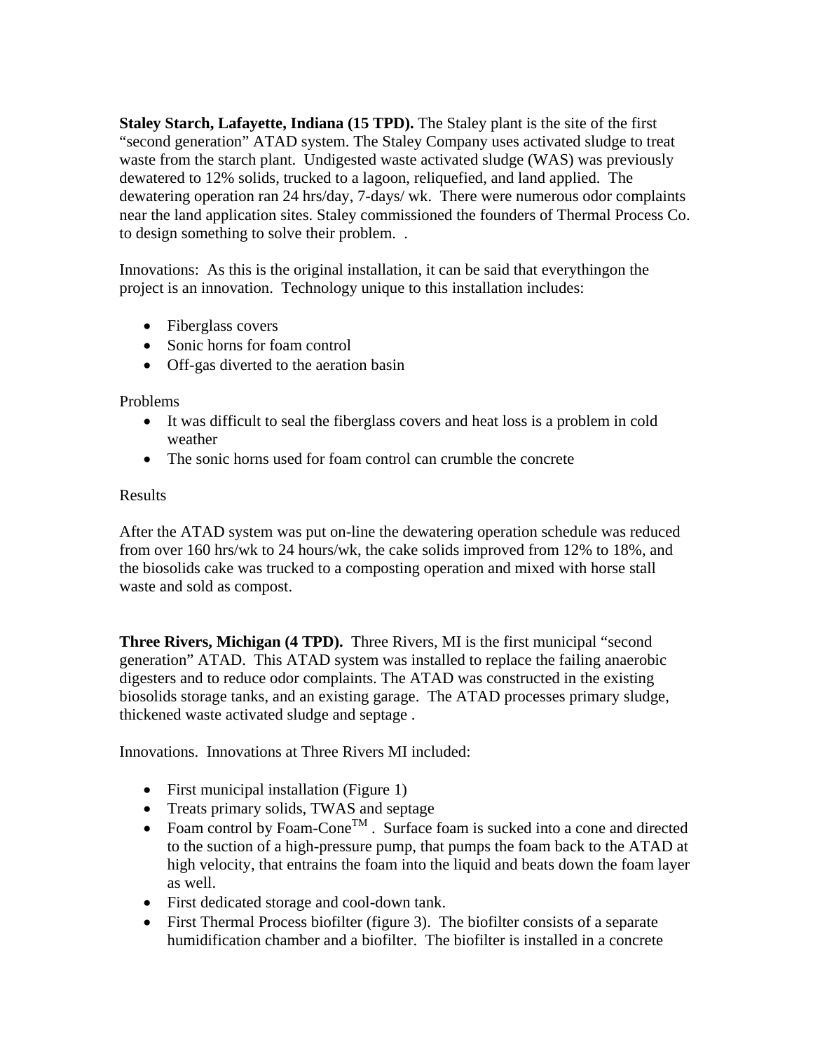**Staley Starch, Lafayette, Indiana (15 TPD).** The Staley plant is the site of the first "second generation" ATAD system. The Staley Company uses activated sludge to treat waste from the starch plant. Undigested waste activated sludge (WAS) was previously dewatered to 12% solids, trucked to a lagoon, reliquefied, and land applied. The dewatering operation ran 24 hrs/day, 7-days/ wk. There were numerous odor complaints near the land application sites. Staley commissioned the founders of Thermal Process Co. to design something to solve their problem. .

Innovations: As this is the original installation, it can be said that everythingon the project is an innovation. Technology unique to this installation includes:

- Fiberglass covers
- Sonic horns for foam control
- Off-gas diverted to the aeration basin

Problems

- It was difficult to seal the fiberglass covers and heat loss is a problem in cold weather
- The sonic horns used for foam control can crumble the concrete

Results

After the ATAD system was put on-line the dewatering operation schedule was reduced from over 160 hrs/wk to 24 hours/wk, the cake solids improved from 12% to 18%, and the biosolids cake was trucked to a composting operation and mixed with horse stall waste and sold as compost.

**Three Rivers, Michigan (4 TPD).** Three Rivers, MI is the first municipal "second generation" ATAD. This ATAD system was installed to replace the failing anaerobic digesters and to reduce odor complaints. The ATAD was constructed in the existing biosolids storage tanks, and an existing garage. The ATAD processes primary sludge, thickened waste activated sludge and septage .

Innovations. Innovations at Three Rivers MI included:

- First municipal installation (Figure 1)
- Treats primary solids, TWAS and septage
- Foam control by Foam-Cone$^{TM}$ . Surface foam is sucked into a cone and directed to the suction of a high-pressure pump, that pumps the foam back to the ATAD at high velocity, that entrains the foam into the liquid and beats down the foam layer as well.
- First dedicated storage and cool-down tank.
- First Thermal Process biofilter (figure 3). The biofilter consists of a separate humidification chamber and a biofilter. The biofilter is installed in a concrete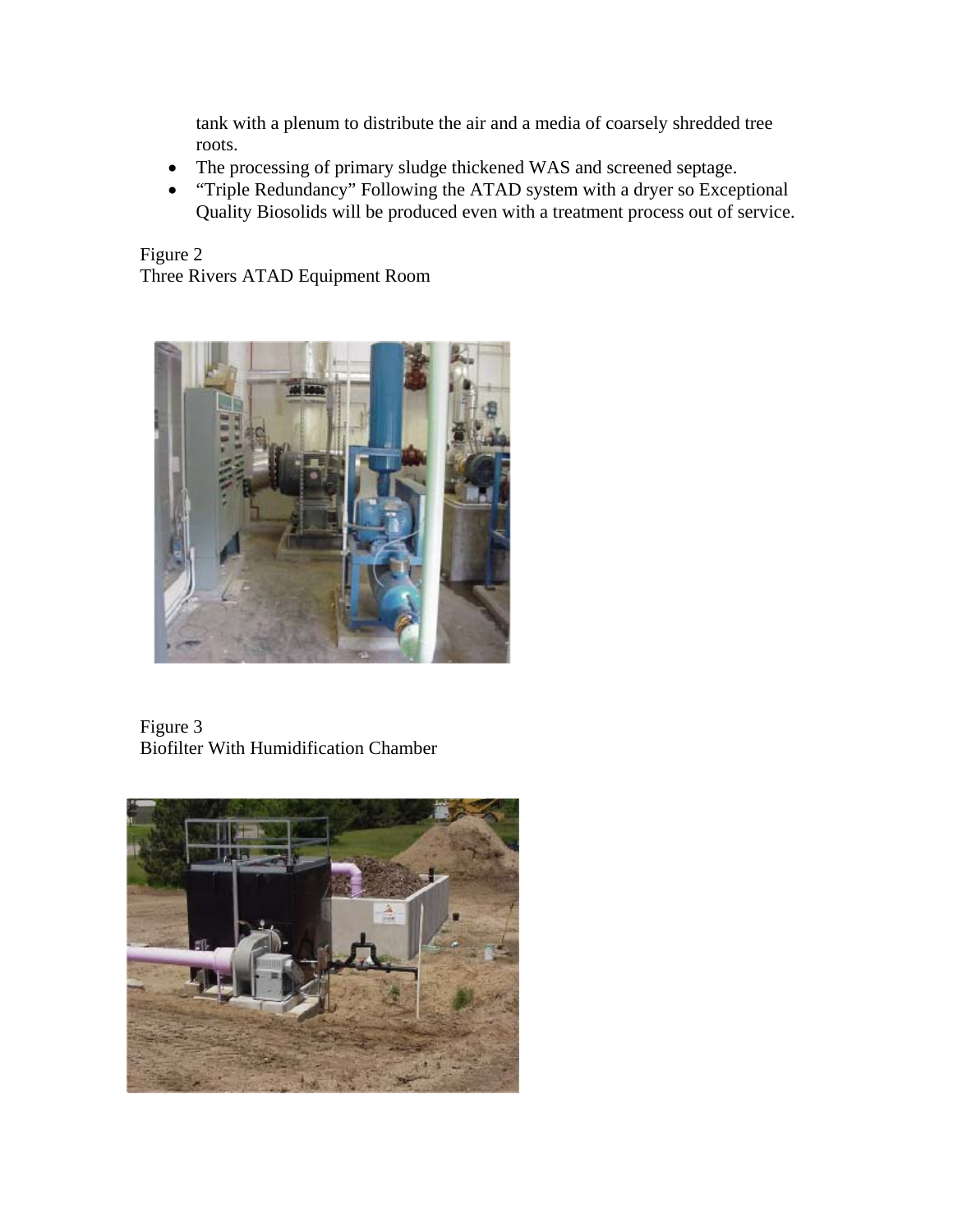tank with a plenum to distribute the air and a media of coarsely shredded tree roots.

- The processing of primary sludge thickened WAS and screened septage.
- "Triple Redundancy" Following the ATAD system with a dryer so Exceptional Quality Biosolids will be produced even with a treatment process out of service.

Figure 2
Three Rivers ATAD Equipment Room

Figure 3
Biofilter With Humidification Chamber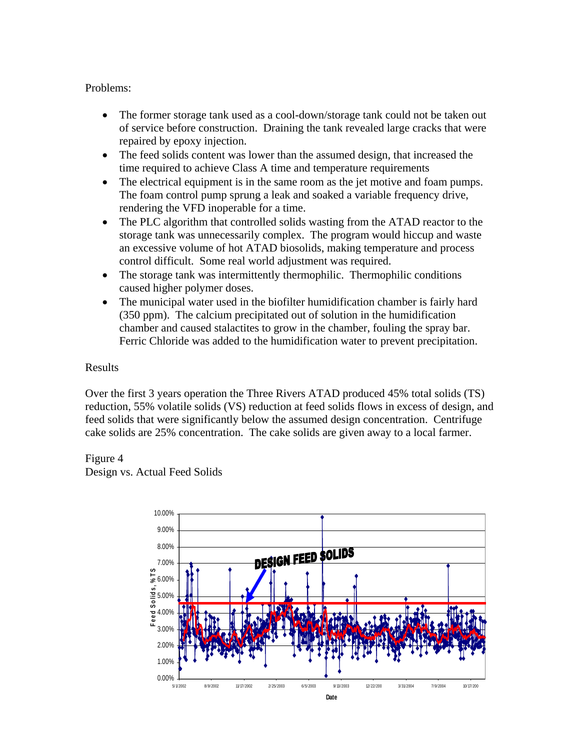Problems:

- The former storage tank used as a cool-down/storage tank could not be taken out of service before construction. Draining the tank revealed large cracks that were repaired by epoxy injection.
- The feed solids content was lower than the assumed design, that increased the time required to achieve Class A time and temperature requirements
- The electrical equipment is in the same room as the jet motive and foam pumps. The foam control pump sprung a leak and soaked a variable frequency drive, rendering the VFD inoperable for a time.
- The PLC algorithm that controlled solids wasting from the ATAD reactor to the storage tank was unnecessarily complex. The program would hiccup and waste an excessive volume of hot ATAD biosolids, making temperature and process control difficult. Some real world adjustment was required.
- The storage tank was intermittently thermophilic. Thermophilic conditions caused higher polymer doses.
- The municipal water used in the biofilter humidification chamber is fairly hard (350 ppm). The calcium precipitated out of solution in the humidification chamber and caused stalactites to grow in the chamber, fouling the spray bar. Ferric Chloride was added to the humidification water to prevent precipitation.

Results

Over the first 3 years operation the Three Rivers ATAD produced 45% total solids (TS) reduction, 55% volatile solids (VS) reduction at feed solids flows in excess of design, and feed solids that were significantly below the assumed design concentration. Centrifuge cake solids are 25% concentration. The cake solids are given away to a local farmer.

Figure 4
Design vs. Actual Feed Solids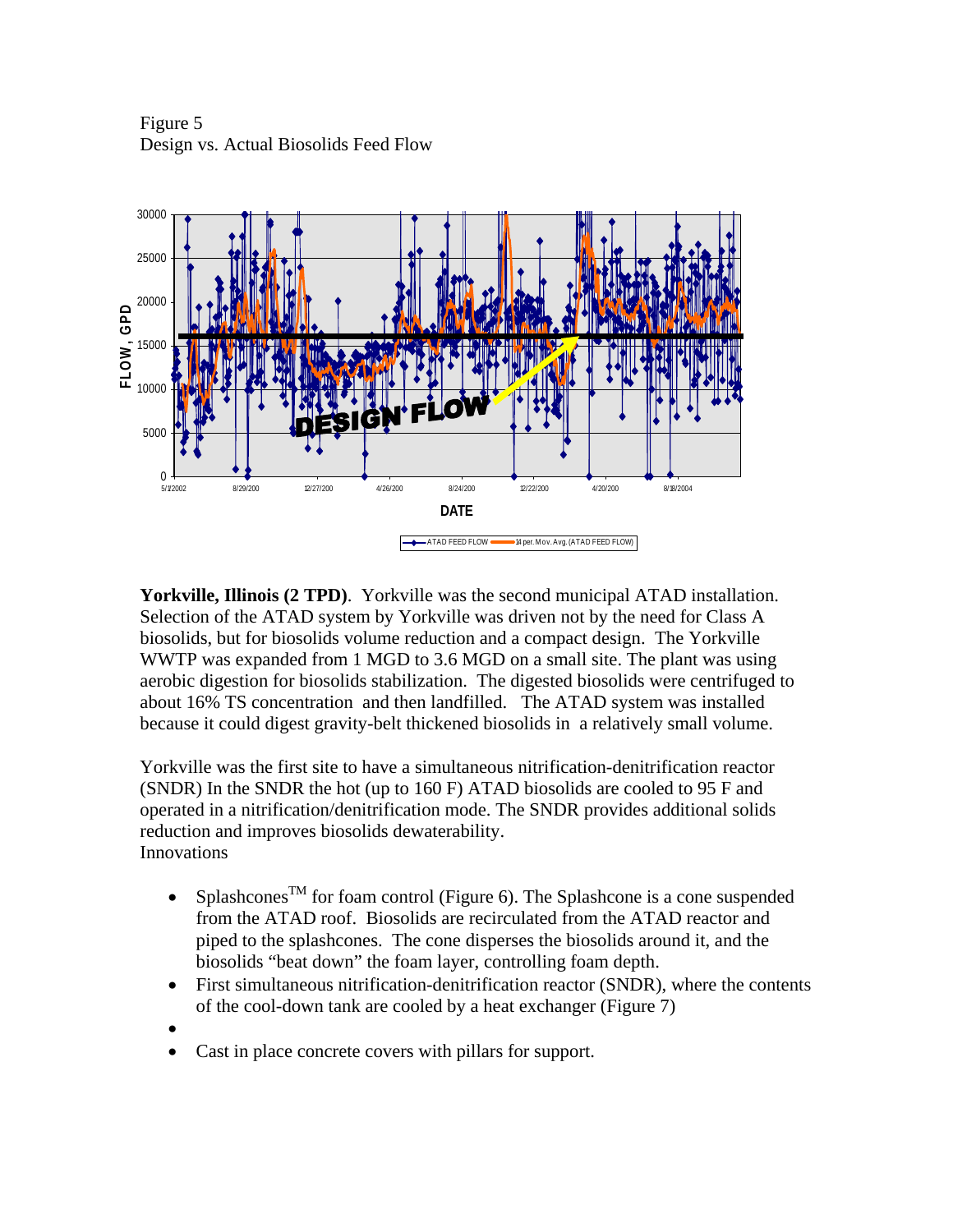Figure 5
Design vs. Actual Biosolids Feed Flow

**Yorkville, Illinois (2 TPD)**. Yorkville was the second municipal ATAD installation. Selection of the ATAD system by Yorkville was driven not by the need for Class A biosolids, but for biosolids volume reduction and a compact design. The Yorkville WWTP was expanded from 1 MGD to 3.6 MGD on a small site. The plant was using aerobic digestion for biosolids stabilization. The digested biosolids were centrifuged to about 16% TS concentration and then landfilled. The ATAD system was installed because it could digest gravity-belt thickened biosolids in a relatively small volume.

Yorkville was the first site to have a simultaneous nitrification-denitrification reactor (SNDR) In the SNDR the hot (up to 160 F) ATAD biosolids are cooled to 95 F and operated in a nitrification/denitrification mode. The SNDR provides additional solids reduction and improves biosolids dewaterability.
Innovations

- Splashcones™ for foam control (Figure 6). The Splashcone is a cone suspended from the ATAD roof. Biosolids are recirculated from the ATAD reactor and piped to the splashcones. The cone disperses the biosolids around it, and the biosolids "beat down" the foam layer, controlling foam depth.
- First simultaneous nitrification-denitrification reactor (SNDR), where the contents of the cool-down tank are cooled by a heat exchanger (Figure 7)
- 
- Cast in place concrete covers with pillars for support.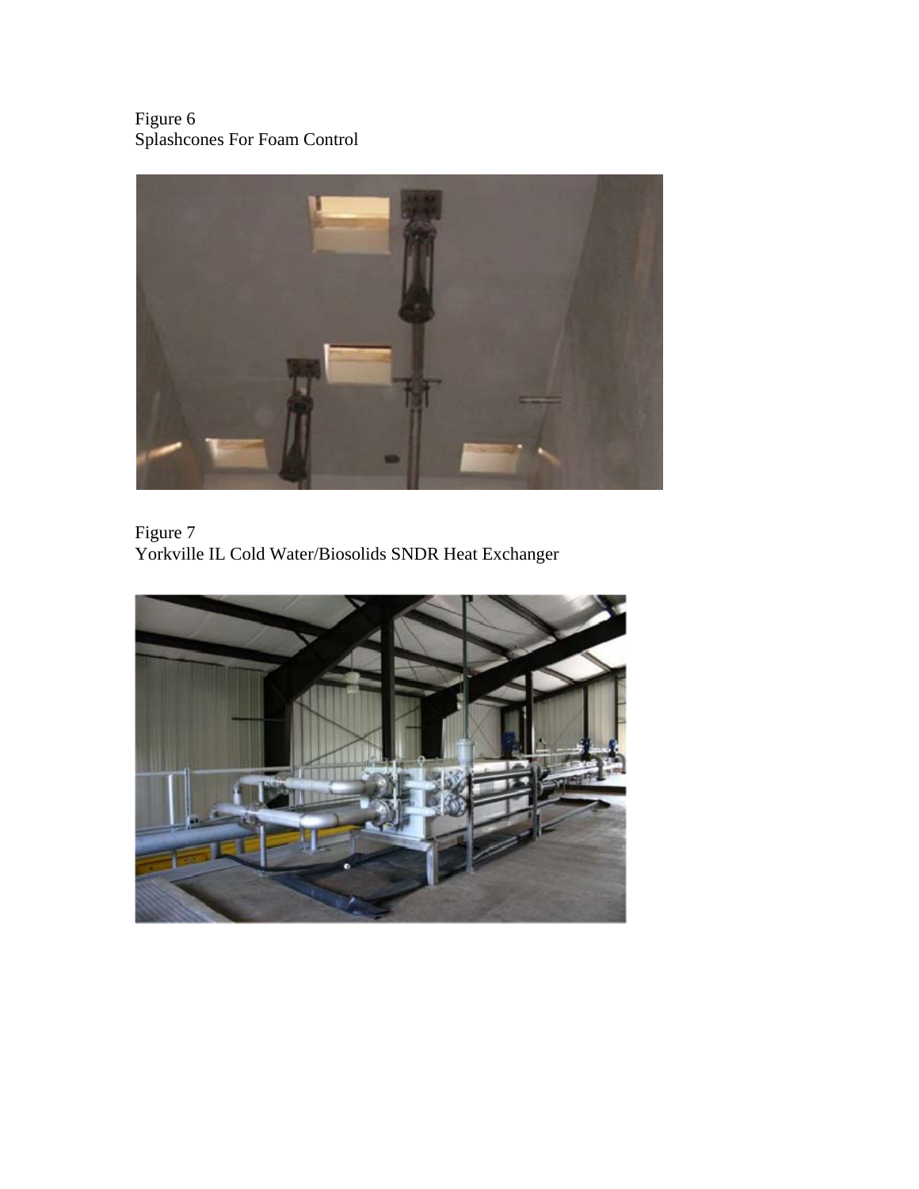Figure 6
Splashcones For Foam Control

Figure 7
Yorkville IL Cold Water/Biosolids SNDR Heat Exchanger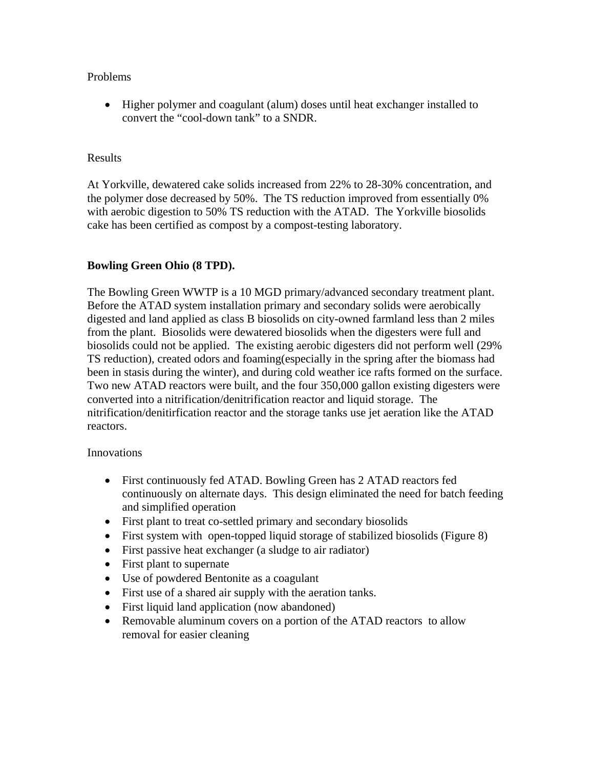Problems

- Higher polymer and coagulant (alum) doses until heat exchanger installed to convert the "cool-down tank" to a SNDR.

Results

At Yorkville, dewatered cake solids increased from 22% to 28-30% concentration, and the polymer dose decreased by 50%. The TS reduction improved from essentially 0% with aerobic digestion to 50% TS reduction with the ATAD. The Yorkville biosolids cake has been certified as compost by a compost-testing laboratory.

**Bowling Green Ohio (8 TPD).**

The Bowling Green WWTP is a 10 MGD primary/advanced secondary treatment plant. Before the ATAD system installation primary and secondary solids were aerobically digested and land applied as class B biosolids on city-owned farmland less than 2 miles from the plant. Biosolids were dewatered biosolids when the digesters were full and biosolids could not be applied. The existing aerobic digesters did not perform well (29% TS reduction), created odors and foaming(especially in the spring after the biomass had been in stasis during the winter), and during cold weather ice rafts formed on the surface. Two new ATAD reactors were built, and the four 350,000 gallon existing digesters were converted into a nitrification/denitrification reactor and liquid storage. The nitrification/denitirfication reactor and the storage tanks use jet aeration like the ATAD reactors.

Innovations

- First continuously fed ATAD. Bowling Green has 2 ATAD reactors fed continuously on alternate days. This design eliminated the need for batch feeding and simplified operation
- First plant to treat co-settled primary and secondary biosolids
- First system with open-topped liquid storage of stabilized biosolids (Figure 8)
- First passive heat exchanger (a sludge to air radiator)
- First plant to supernate
- Use of powdered Bentonite as a coagulant
- First use of a shared air supply with the aeration tanks.
- First liquid land application (now abandoned)
- Removable aluminum covers on a portion of the ATAD reactors to allow removal for easier cleaning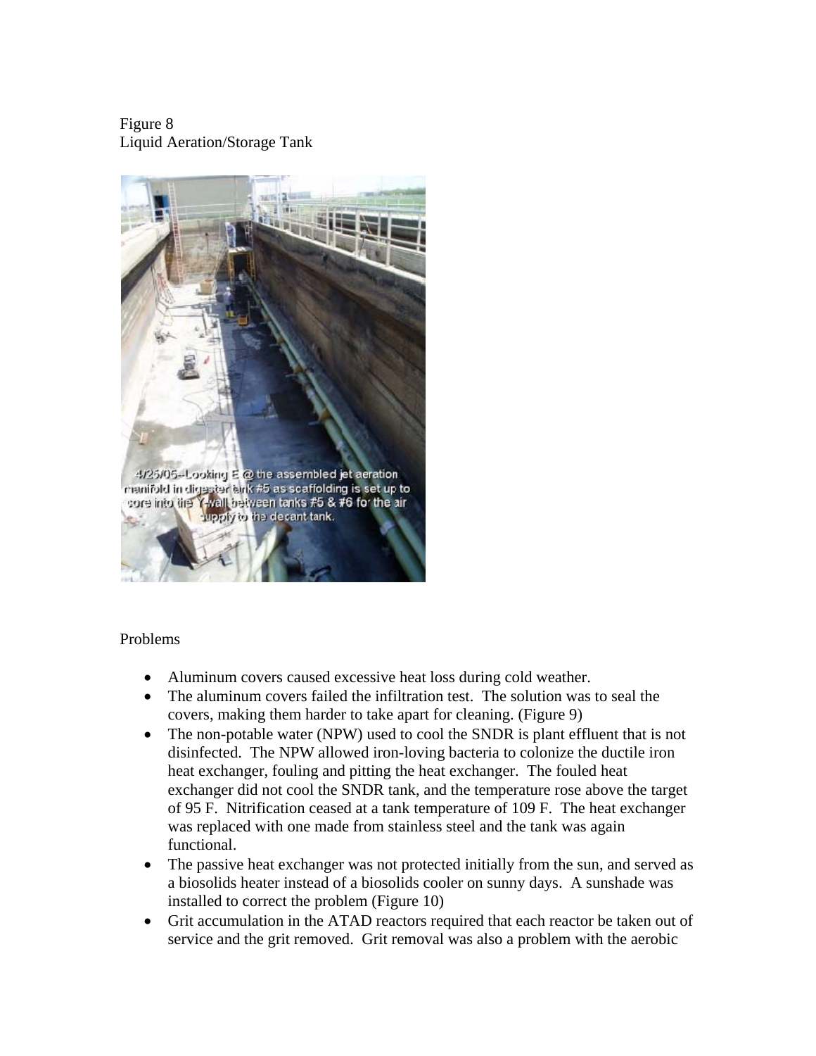Figure 8
Liquid Aeration/Storage Tank

Problems

- Aluminum covers caused excessive heat loss during cold weather.
- The aluminum covers failed the infiltration test. The solution was to seal the covers, making them harder to take apart for cleaning. (Figure 9)
- The non-potable water (NPW) used to cool the SNDR is plant effluent that is not disinfected. The NPW allowed iron-loving bacteria to colonize the ductile iron heat exchanger, fouling and pitting the heat exchanger. The fouled heat exchanger did not cool the SNDR tank, and the temperature rose above the target of 95 F. Nitrification ceased at a tank temperature of 109 F. The heat exchanger was replaced with one made from stainless steel and the tank was again functional.
- The passive heat exchanger was not protected initially from the sun, and served as a biosolids heater instead of a biosolids cooler on sunny days. A sunshade was installed to correct the problem (Figure 10)
- Grit accumulation in the ATAD reactors required that each reactor be taken out of service and the grit removed. Grit removal was also a problem with the aerobic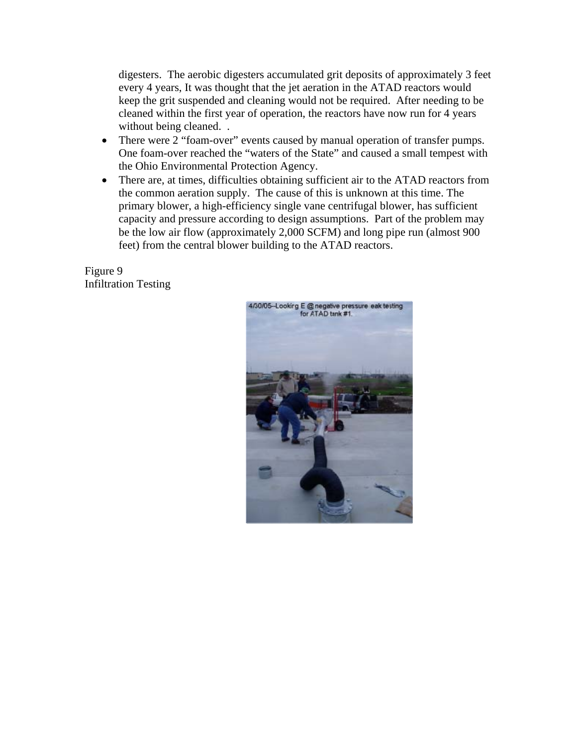digesters. The aerobic digesters accumulated grit deposits of approximately 3 feet every 4 years, It was thought that the jet aeration in the ATAD reactors would keep the grit suspended and cleaning would not be required. After needing to be cleaned within the first year of operation, the reactors have now run for 4 years without being cleaned. .

- There were 2 "foam-over" events caused by manual operation of transfer pumps. One foam-over reached the "waters of the State" and caused a small tempest with the Ohio Environmental Protection Agency.
- There are, at times, difficulties obtaining sufficient air to the ATAD reactors from the common aeration supply. The cause of this is unknown at this time. The primary blower, a high-efficiency single vane centrifugal blower, has sufficient capacity and pressure according to design assumptions. Part of the problem may be the low air flow (approximately 2,000 SCFM) and long pipe run (almost 900 feet) from the central blower building to the ATAD reactors.

Figure 9
Infiltration Testing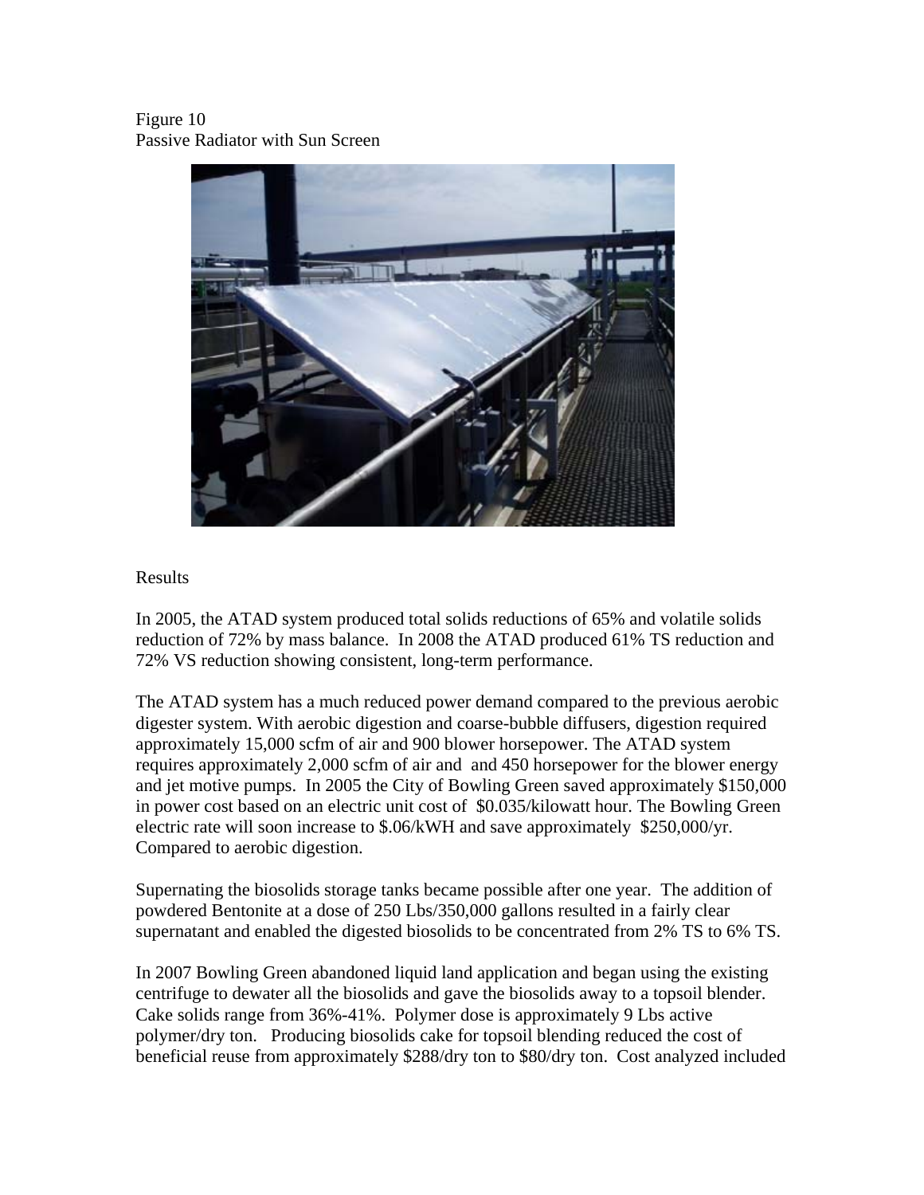Figure 10
Passive Radiator with Sun Screen

## Results

In 2005, the ATAD system produced total solids reductions of 65% and volatile solids reduction of 72% by mass balance. In 2008 the ATAD produced 61% TS reduction and 72% VS reduction showing consistent, long-term performance.

The ATAD system has a much reduced power demand compared to the previous aerobic digester system. With aerobic digestion and coarse-bubble diffusers, digestion required approximately 15,000 scfm of air and 900 blower horsepower. The ATAD system requires approximately 2,000 scfm of air and and 450 horsepower for the blower energy and jet motive pumps. In 2005 the City of Bowling Green saved approximately $150,000 in power cost based on an electric unit cost of $0.035/kilowatt hour. The Bowling Green electric rate will soon increase to $.06/kWH and save approximately $250,000/yr. Compared to aerobic digestion.

Supernating the biosolids storage tanks became possible after one year. The addition of powdered Bentonite at a dose of 250 Lbs/350,000 gallons resulted in a fairly clear supernatant and enabled the digested biosolids to be concentrated from 2% TS to 6% TS.

In 2007 Bowling Green abandoned liquid land application and began using the existing centrifuge to dewater all the biosolids and gave the biosolids away to a topsoil blender. Cake solids range from 36%-41%. Polymer dose is approximately 9 Lbs active polymer/dry ton. Producing biosolids cake for topsoil blending reduced the cost of beneficial reuse from approximately $288/dry ton to $80/dry ton. Cost analyzed included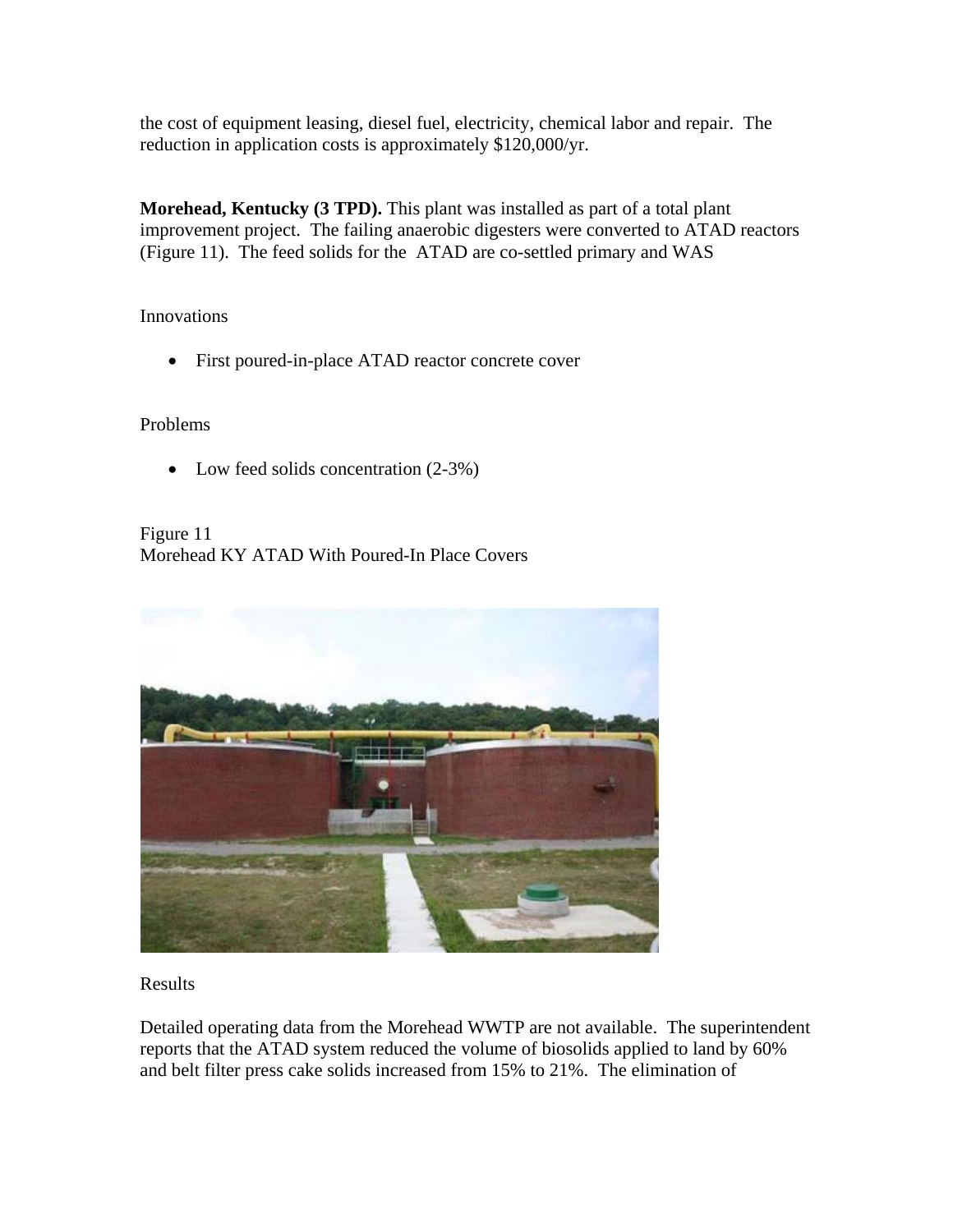the cost of equipment leasing, diesel fuel, electricity, chemical labor and repair. The reduction in application costs is approximately $120,000/yr.

**Morehead, Kentucky (3 TPD).** This plant was installed as part of a total plant improvement project. The failing anaerobic digesters were converted to ATAD reactors (Figure 11). The feed solids for the ATAD are co-settled primary and WAS

Innovations

- First poured-in-place ATAD reactor concrete cover

Problems

- Low feed solids concentration (2-3%)

Figure 11
Morehead KY ATAD With Poured-In Place Covers

Results

Detailed operating data from the Morehead WWTP are not available. The superintendent reports that the ATAD system reduced the volume of biosolids applied to land by 60% and belt filter press cake solids increased from 15% to 21%. The elimination of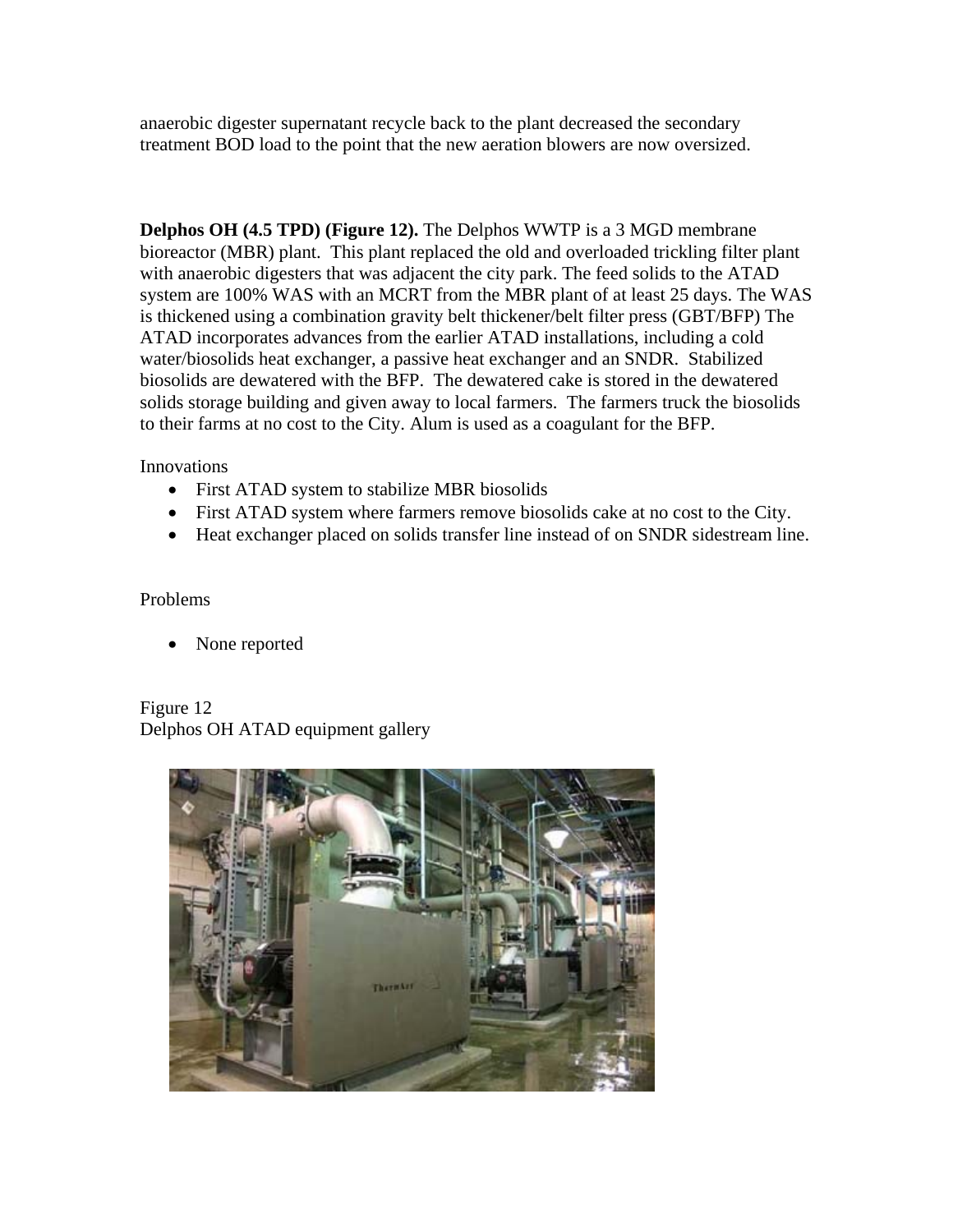anaerobic digester supernatant recycle back to the plant decreased the secondary treatment BOD load to the point that the new aeration blowers are now oversized.

**Delphos OH (4.5 TPD) (Figure 12).** The Delphos WWTP is a 3 MGD membrane bioreactor (MBR) plant. This plant replaced the old and overloaded trickling filter plant with anaerobic digesters that was adjacent the city park. The feed solids to the ATAD system are 100% WAS with an MCRT from the MBR plant of at least 25 days. The WAS is thickened using a combination gravity belt thickener/belt filter press (GBT/BFP) The ATAD incorporates advances from the earlier ATAD installations, including a cold water/biosolids heat exchanger, a passive heat exchanger and an SNDR. Stabilized biosolids are dewatered with the BFP. The dewatered cake is stored in the dewatered solids storage building and given away to local farmers. The farmers truck the biosolids to their farms at no cost to the City. Alum is used as a coagulant for the BFP.

Innovations

- First ATAD system to stabilize MBR biosolids
- First ATAD system where farmers remove biosolids cake at no cost to the City.
- Heat exchanger placed on solids transfer line instead of on SNDR sidestream line.

Problems

- None reported

Figure 12
Delphos OH ATAD equipment gallery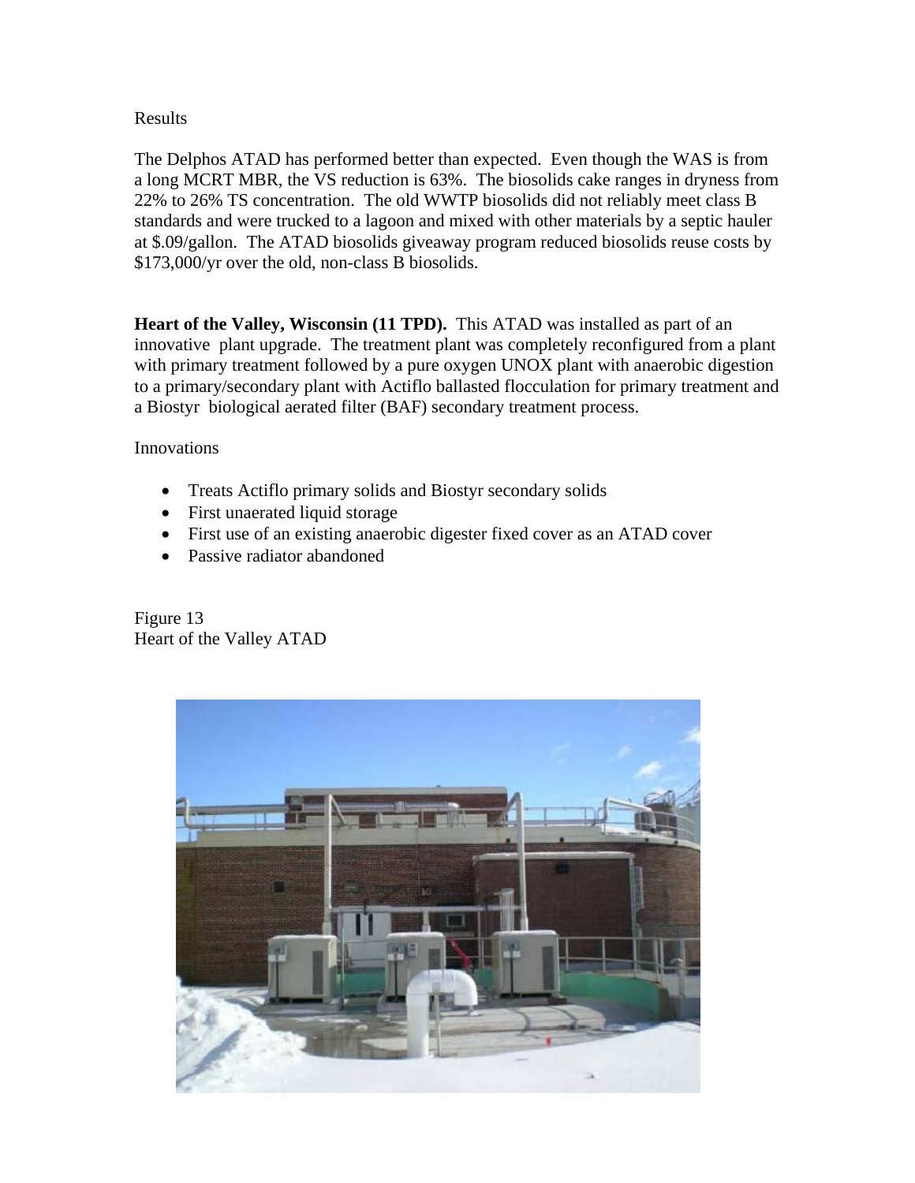Results

The Delphos ATAD has performed better than expected. Even though the WAS is from a long MCRT MBR, the VS reduction is 63%. The biosolids cake ranges in dryness from 22% to 26% TS concentration. The old WWTP biosolids did not reliably meet class B standards and were trucked to a lagoon and mixed with other materials by a septic hauler at $.09/gallon. The ATAD biosolids giveaway program reduced biosolids reuse costs by $173,000/yr over the old, non-class B biosolids.

**Heart of the Valley, Wisconsin (11 TPD).** This ATAD was installed as part of an innovative plant upgrade. The treatment plant was completely reconfigured from a plant with primary treatment followed by a pure oxygen UNOX plant with anaerobic digestion to a primary/secondary plant with Actiflo ballasted flocculation for primary treatment and a Biostyr biological aerated filter (BAF) secondary treatment process.

Innovations

- Treats Actiflo primary solids and Biostyr secondary solids
- First unaerated liquid storage
- First use of an existing anaerobic digester fixed cover as an ATAD cover
- Passive radiator abandoned

Figure 13
Heart of the Valley ATAD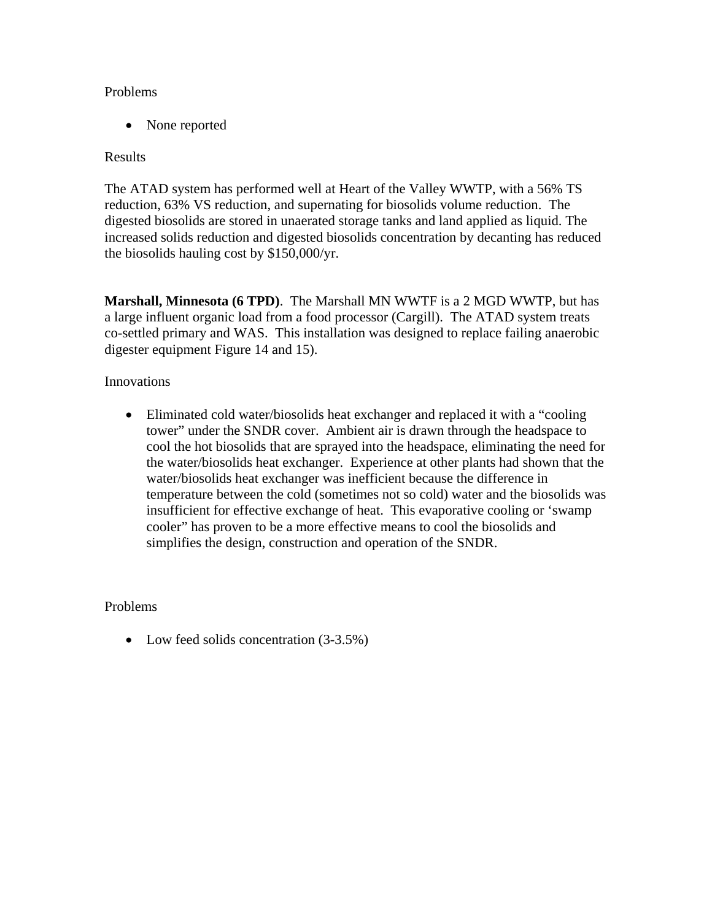Problems

- None reported

Results

The ATAD system has performed well at Heart of the Valley WWTP, with a 56% TS reduction, 63% VS reduction, and supernating for biosolids volume reduction. The digested biosolids are stored in unaerated storage tanks and land applied as liquid. The increased solids reduction and digested biosolids concentration by decanting has reduced the biosolids hauling cost by $150,000/yr.

**Marshall, Minnesota (6 TPD)**. The Marshall MN WWTF is a 2 MGD WWTP, but has a large influent organic load from a food processor (Cargill). The ATAD system treats co-settled primary and WAS. This installation was designed to replace failing anaerobic digester equipment Figure 14 and 15).

Innovations

- Eliminated cold water/biosolids heat exchanger and replaced it with a "cooling tower" under the SNDR cover. Ambient air is drawn through the headspace to cool the hot biosolids that are sprayed into the headspace, eliminating the need for the water/biosolids heat exchanger. Experience at other plants had shown that the water/biosolids heat exchanger was inefficient because the difference in temperature between the cold (sometimes not so cold) water and the biosolids was insufficient for effective exchange of heat. This evaporative cooling or 'swamp cooler" has proven to be a more effective means to cool the biosolids and simplifies the design, construction and operation of the SNDR.

Problems

- Low feed solids concentration (3-3.5%)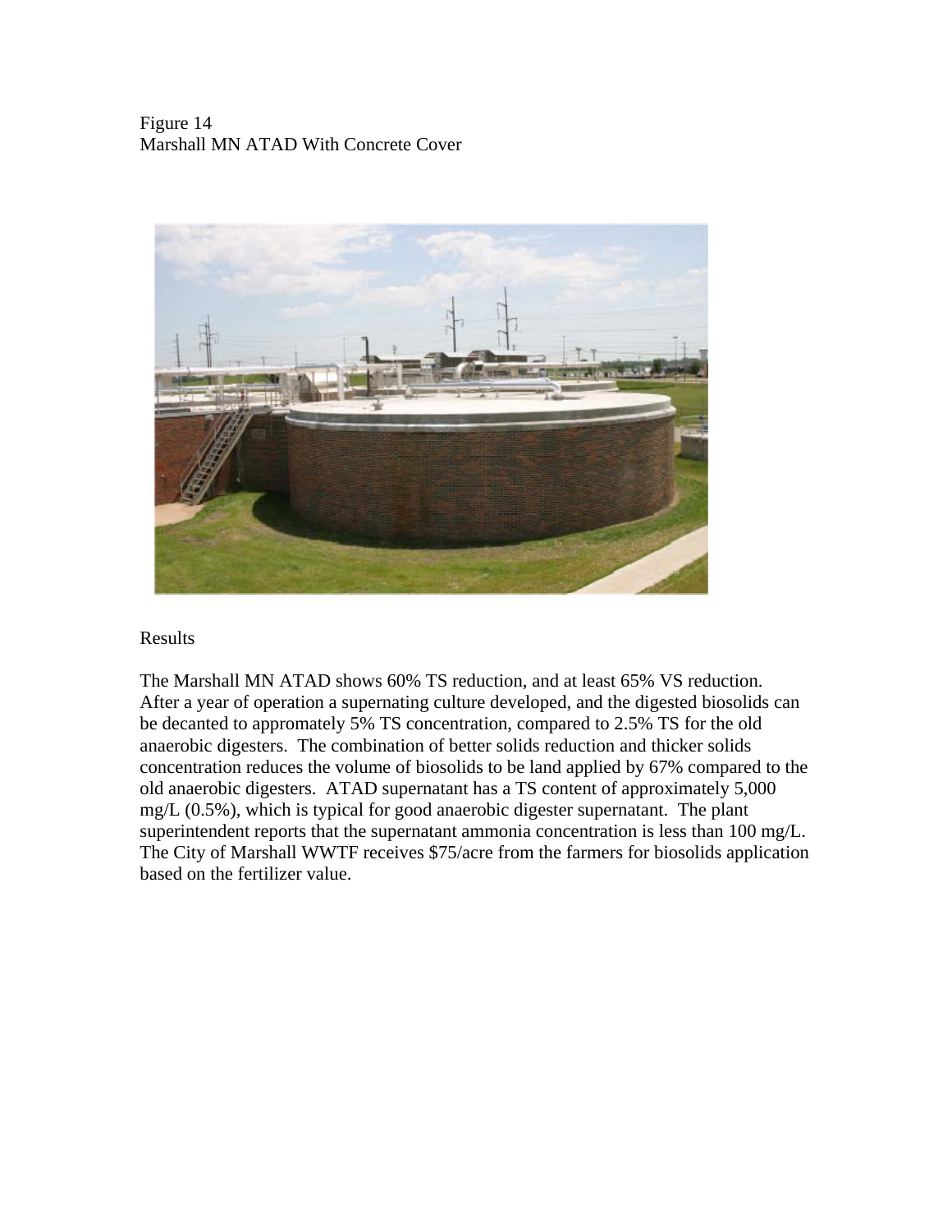Figure 14
Marshall MN ATAD With Concrete Cover

Results

The Marshall MN ATAD shows 60% TS reduction, and at least 65% VS reduction. After a year of operation a supernating culture developed, and the digested biosolids can be decanted to appromately 5% TS concentration, compared to 2.5% TS for the old anaerobic digesters. The combination of better solids reduction and thicker solids concentration reduces the volume of biosolids to be land applied by 67% compared to the old anaerobic digesters. ATAD supernatant has a TS content of approximately 5,000 mg/L (0.5%), which is typical for good anaerobic digester supernatant. The plant superintendent reports that the supernatant ammonia concentration is less than 100 mg/L. The City of Marshall WWTF receives $75/acre from the farmers for biosolids application based on the fertilizer value.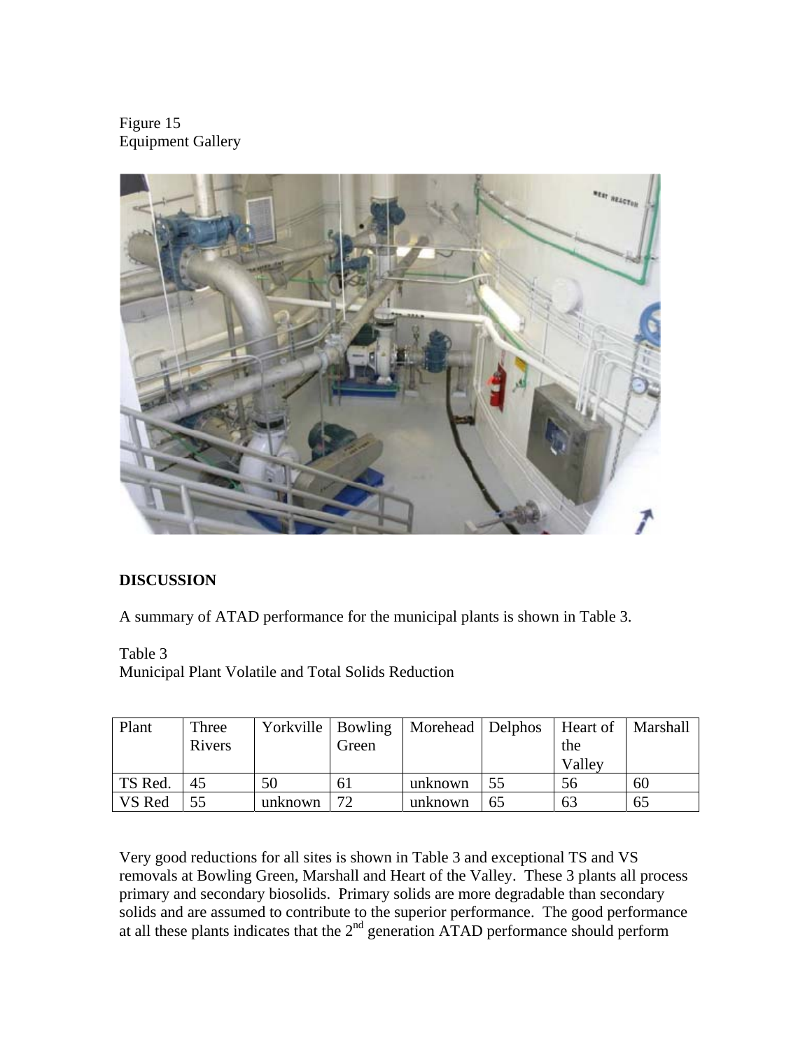Figure 15
Equipment Gallery

## DISCUSSION

A summary of ATAD performance for the municipal plants is shown in Table 3.

Table 3
Municipal Plant Volatile and Total Solids Reduction

| Plant | Three Rivers | Yorkville | Bowling Green | Morehead | Delphos | Heart of the Valley | Marshall |
|---|---|---|---|---|---|---|---|
| TS Red. | 45 | 50 | 61 | unknown | 55 | 56 | 60 |
| VS Red | 55 | unknown | 72 | unknown | 65 | 63 | 65 |

Very good reductions for all sites is shown in Table 3 and exceptional TS and VS removals at Bowling Green, Marshall and Heart of the Valley. These 3 plants all process primary and secondary biosolids. Primary solids are more degradable than secondary solids and are assumed to contribute to the superior performance. The good performance at all these plants indicates that the 2nd generation ATAD performance should perform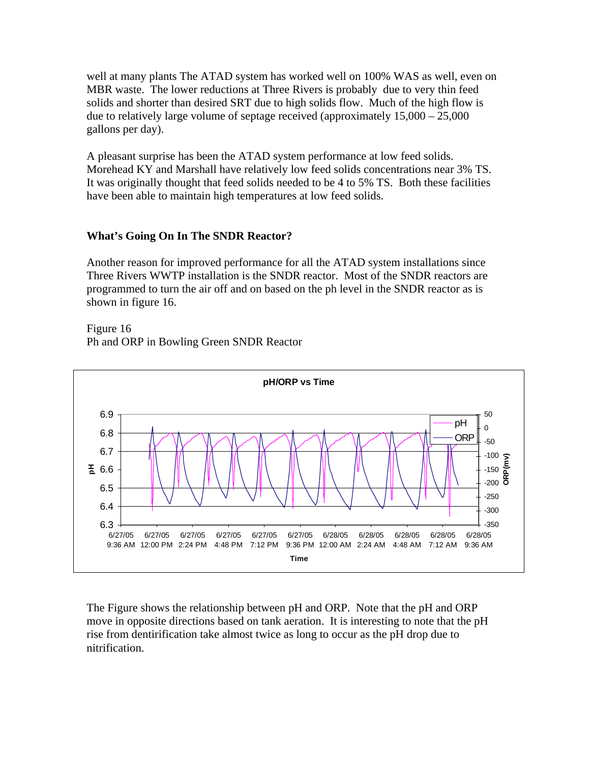well at many plants The ATAD system has worked well on 100% WAS as well, even on MBR waste. The lower reductions at Three Rivers is probably due to very thin feed solids and shorter than desired SRT due to high solids flow. Much of the high flow is due to relatively large volume of septage received (approximately 15,000 – 25,000 gallons per day).

A pleasant surprise has been the ATAD system performance at low feed solids. Morehead KY and Marshall have relatively low feed solids concentrations near 3% TS. It was originally thought that feed solids needed to be 4 to 5% TS. Both these facilities have been able to maintain high temperatures at low feed solids.

### What's Going On In The SNDR Reactor?

Another reason for improved performance for all the ATAD system installations since Three Rivers WWTP installation is the SNDR reactor. Most of the SNDR reactors are programmed to turn the air off and on based on the ph level in the SNDR reactor as is shown in figure 16.

Figure 16
Ph and ORP in Bowling Green SNDR Reactor

The Figure shows the relationship between pH and ORP. Note that the pH and ORP move in opposite directions based on tank aeration. It is interesting to note that the pH rise from dentirification take almost twice as long to occur as the pH drop due to nitrification.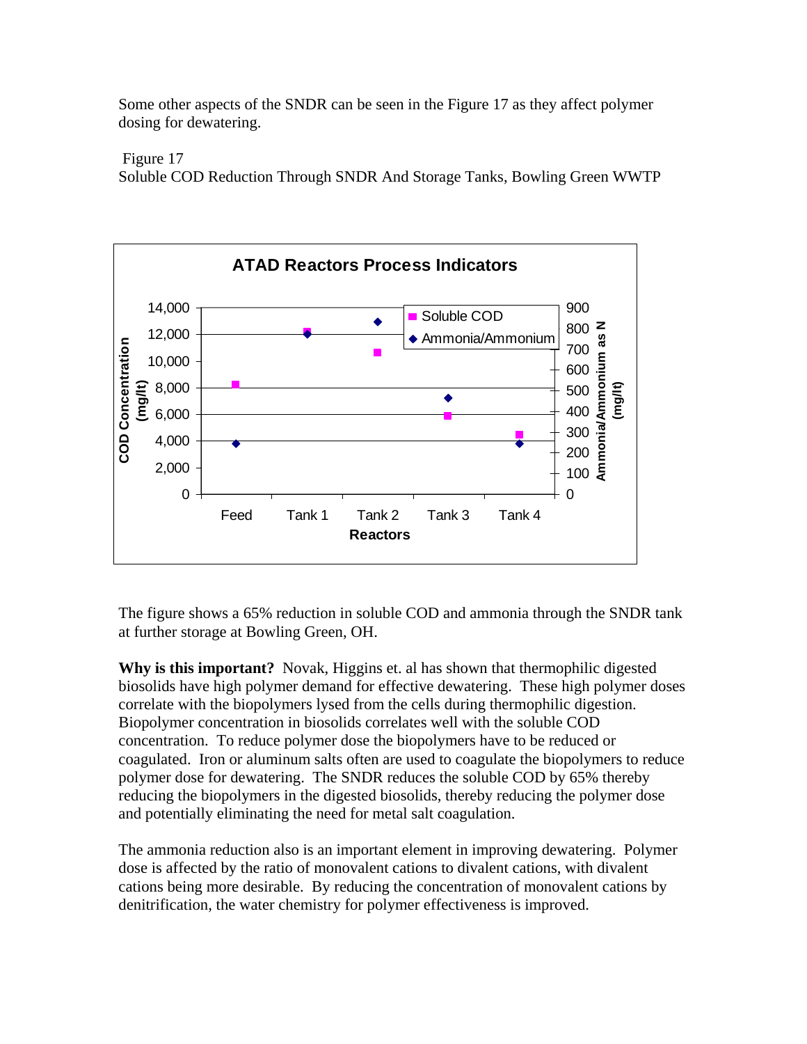Some other aspects of the SNDR can be seen in the Figure 17 as they affect polymer dosing for dewatering.

Figure 17
Soluble COD Reduction Through SNDR And Storage Tanks, Bowling Green WWTP

The figure shows a 65% reduction in soluble COD and ammonia through the SNDR tank at further storage at Bowling Green, OH.

**Why is this important?** Novak, Higgins et. al has shown that thermophilic digested biosolids have high polymer demand for effective dewatering. These high polymer doses correlate with the biopolymers lysed from the cells during thermophilic digestion. Biopolymer concentration in biosolids correlates well with the soluble COD concentration. To reduce polymer dose the biopolymers have to be reduced or coagulated. Iron or aluminum salts often are used to coagulate the biopolymers to reduce polymer dose for dewatering. The SNDR reduces the soluble COD by 65% thereby reducing the biopolymers in the digested biosolids, thereby reducing the polymer dose and potentially eliminating the need for metal salt coagulation.

The ammonia reduction also is an important element in improving dewatering. Polymer dose is affected by the ratio of monovalent cations to divalent cations, with divalent cations being more desirable. By reducing the concentration of monovalent cations by denitrification, the water chemistry for polymer effectiveness is improved.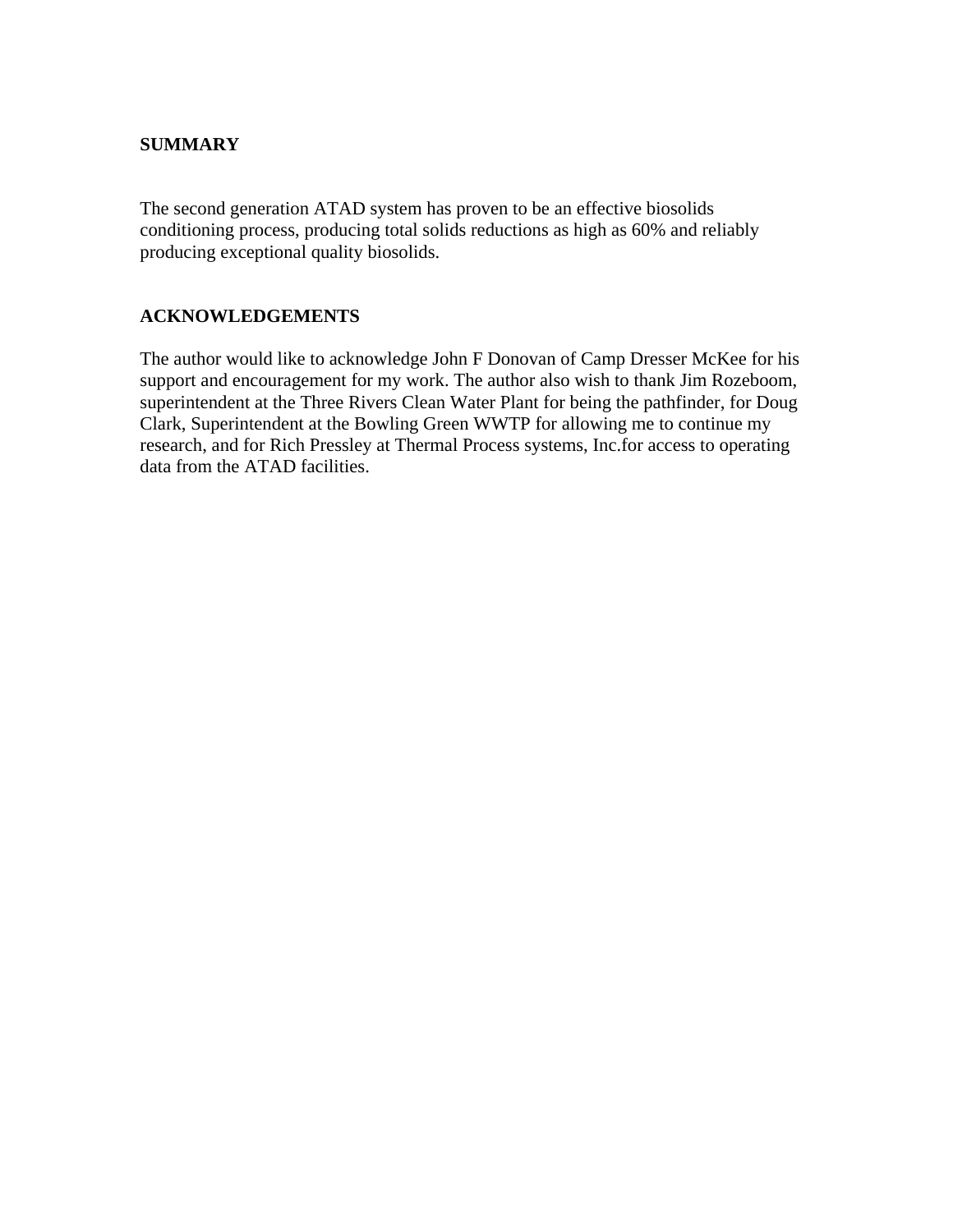## SUMMARY

The second generation ATAD system has proven to be an effective biosolids conditioning process, producing total solids reductions as high as 60% and reliably producing exceptional quality biosolids.

## ACKNOWLEDGEMENTS

The author would like to acknowledge John F Donovan of Camp Dresser McKee for his support and encouragement for my work. The author also wish to thank Jim Rozeboom, superintendent at the Three Rivers Clean Water Plant for being the pathfinder, for Doug Clark, Superintendent at the Bowling Green WWTP for allowing me to continue my research, and for Rich Pressley at Thermal Process systems, Inc.for access to operating data from the ATAD facilities.